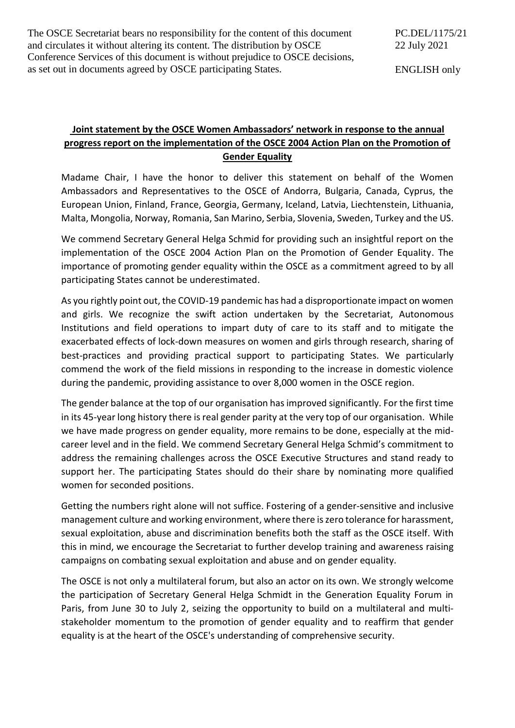The OSCE Secretariat bears no responsibility for the content of this document and circulates it without altering its content. The distribution by OSCE Conference Services of this document is without prejudice to OSCE decisions, as set out in documents agreed by OSCE participating States.

PC.DEL/1175/21
22 July 2021

ENGLISH only

**Joint statement by the OSCE Women Ambassadors' network in response to the annual progress report on the implementation of the OSCE 2004 Action Plan on the Promotion of Gender Equality**

Madame Chair, I have the honor to deliver this statement on behalf of the Women Ambassadors and Representatives to the OSCE of Andorra, Bulgaria, Canada, Cyprus, the European Union, Finland, France, Georgia, Germany, Iceland, Latvia, Liechtenstein, Lithuania, Malta, Mongolia, Norway, Romania, San Marino, Serbia, Slovenia, Sweden, Turkey and the US.

We commend Secretary General Helga Schmid for providing such an insightful report on the implementation of the OSCE 2004 Action Plan on the Promotion of Gender Equality. The importance of promoting gender equality within the OSCE as a commitment agreed to by all participating States cannot be underestimated.

As you rightly point out, the COVID-19 pandemic has had a disproportionate impact on women and girls. We recognize the swift action undertaken by the Secretariat, Autonomous Institutions and field operations to impart duty of care to its staff and to mitigate the exacerbated effects of lock-down measures on women and girls through research, sharing of best-practices and providing practical support to participating States. We particularly commend the work of the field missions in responding to the increase in domestic violence during the pandemic, providing assistance to over 8,000 women in the OSCE region.

The gender balance at the top of our organisation has improved significantly. For the first time in its 45-year long history there is real gender parity at the very top of our organisation. While we have made progress on gender equality, more remains to be done, especially at the mid-career level and in the field. We commend Secretary General Helga Schmid's commitment to address the remaining challenges across the OSCE Executive Structures and stand ready to support her. The participating States should do their share by nominating more qualified women for seconded positions.

Getting the numbers right alone will not suffice. Fostering of a gender-sensitive and inclusive management culture and working environment, where there is zero tolerance for harassment, sexual exploitation, abuse and discrimination benefits both the staff as the OSCE itself. With this in mind, we encourage the Secretariat to further develop training and awareness raising campaigns on combating sexual exploitation and abuse and on gender equality.

The OSCE is not only a multilateral forum, but also an actor on its own. We strongly welcome the participation of Secretary General Helga Schmidt in the Generation Equality Forum in Paris, from June 30 to July 2, seizing the opportunity to build on a multilateral and multi-stakeholder momentum to the promotion of gender equality and to reaffirm that gender equality is at the heart of the OSCE's understanding of comprehensive security.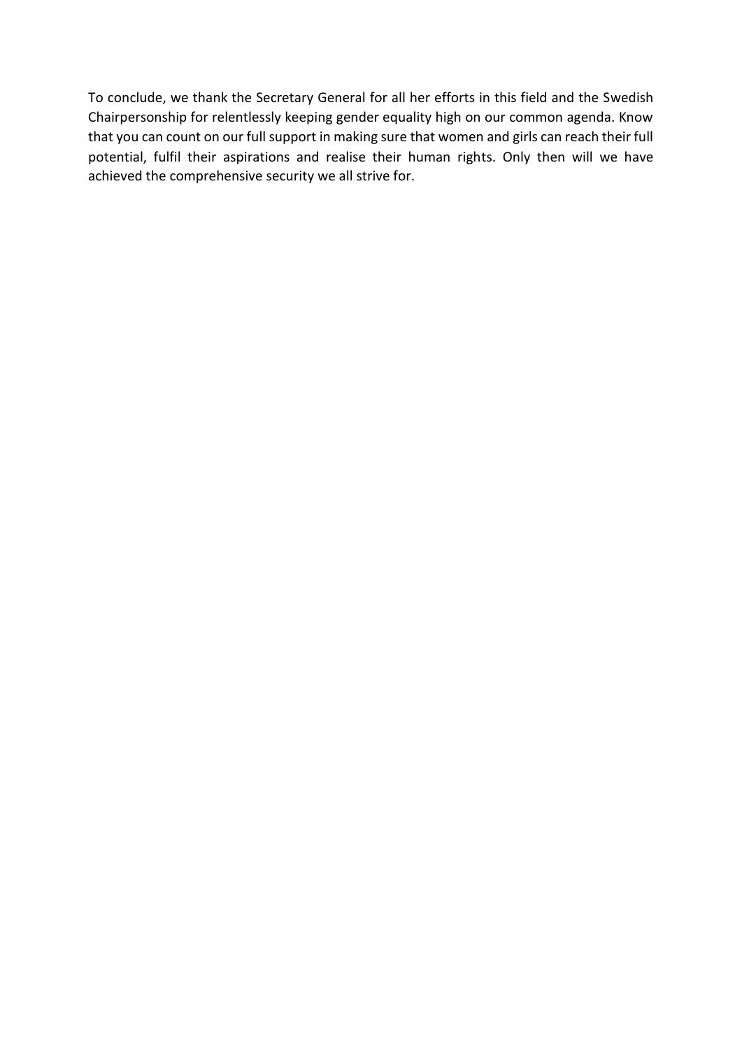To conclude, we thank the Secretary General for all her efforts in this field and the Swedish Chairpersonship for relentlessly keeping gender equality high on our common agenda. Know that you can count on our full support in making sure that women and girls can reach their full potential, fulfil their aspirations and realise their human rights. Only then will we have achieved the comprehensive security we all strive for.